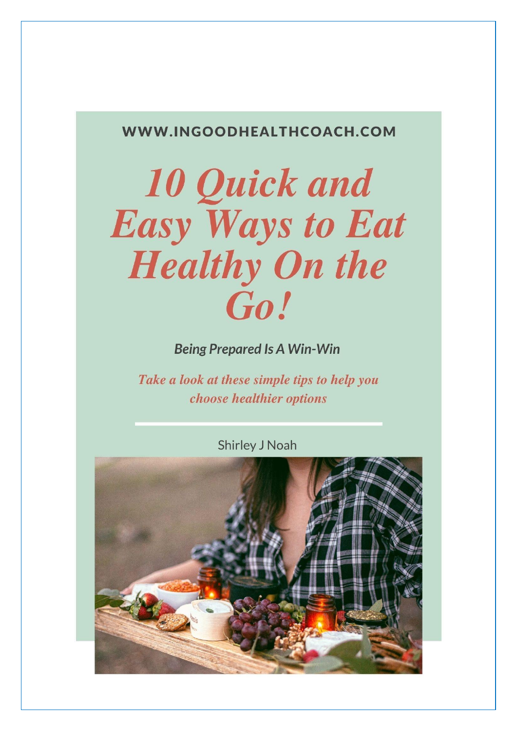WWW.INGOODHEALTHCOACH.COM

# *10 Quick and Easy Ways to Eat Healthy On the Go!*

***Being Prepared Is A Win-Win***

***Take a look at these simple tips to help you choose healthier options***

---

Shirley J Noah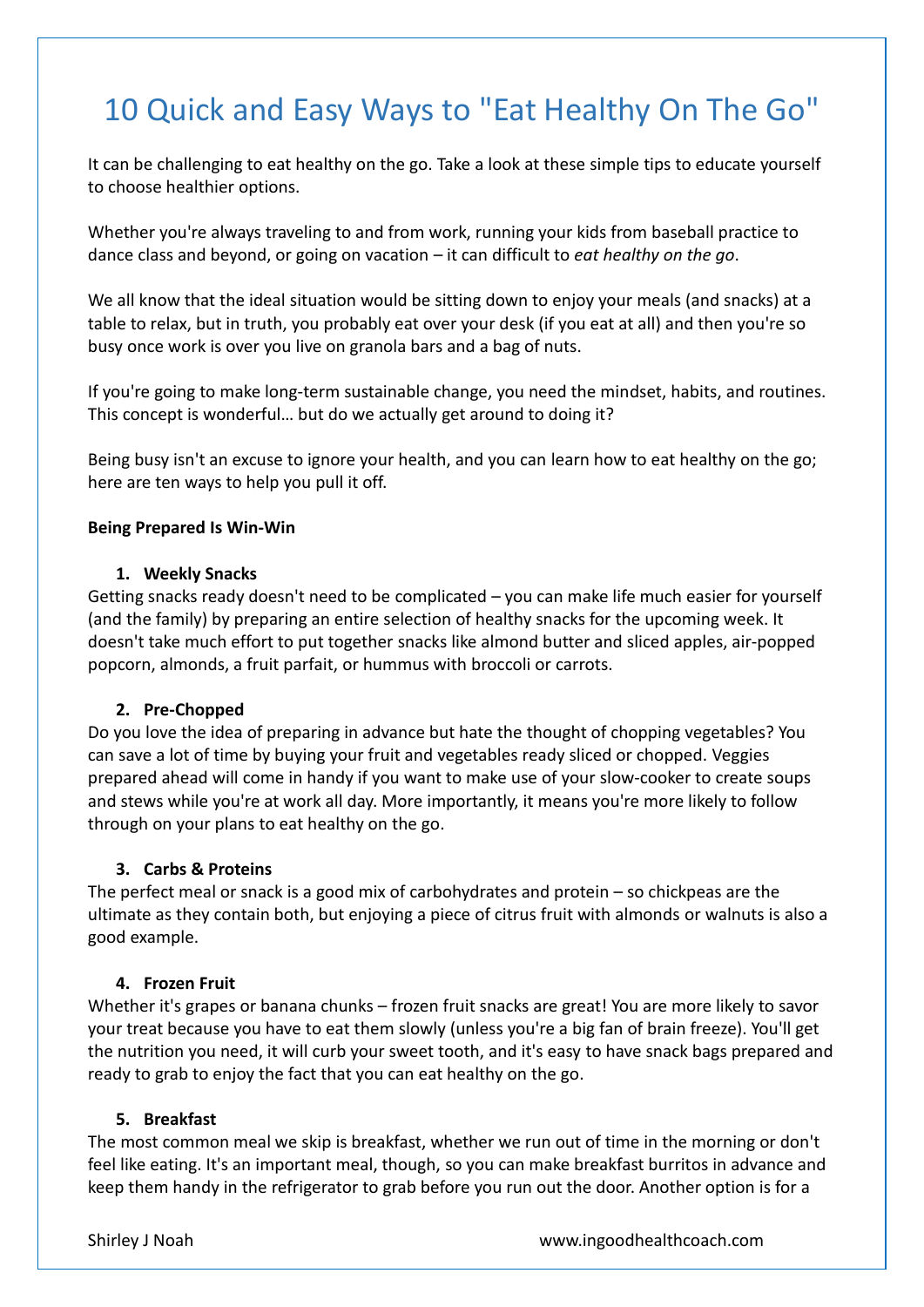# 10 Quick and Easy Ways to "Eat Healthy On The Go"

It can be challenging to eat healthy on the go. Take a look at these simple tips to educate yourself to choose healthier options.

Whether you're always traveling to and from work, running your kids from baseball practice to dance class and beyond, or going on vacation – it can difficult to *eat healthy on the go*.

We all know that the ideal situation would be sitting down to enjoy your meals (and snacks) at a table to relax, but in truth, you probably eat over your desk (if you eat at all) and then you're so busy once work is over you live on granola bars and a bag of nuts.

If you're going to make long-term sustainable change, you need the mindset, habits, and routines. This concept is wonderful… but do we actually get around to doing it?

Being busy isn't an excuse to ignore your health, and you can learn how to eat healthy on the go; here are ten ways to help you pull it off.

**Being Prepared Is Win-Win**

1. **Weekly Snacks**

Getting snacks ready doesn't need to be complicated – you can make life much easier for yourself (and the family) by preparing an entire selection of healthy snacks for the upcoming week. It doesn't take much effort to put together snacks like almond butter and sliced apples, air-popped popcorn, almonds, a fruit parfait, or hummus with broccoli or carrots.

2. **Pre-Chopped**

Do you love the idea of preparing in advance but hate the thought of chopping vegetables? You can save a lot of time by buying your fruit and vegetables ready sliced or chopped. Veggies prepared ahead will come in handy if you want to make use of your slow-cooker to create soups and stews while you're at work all day. More importantly, it means you're more likely to follow through on your plans to eat healthy on the go.

3. **Carbs & Proteins**

The perfect meal or snack is a good mix of carbohydrates and protein – so chickpeas are the ultimate as they contain both, but enjoying a piece of citrus fruit with almonds or walnuts is also a good example.

4. **Frozen Fruit**

Whether it's grapes or banana chunks – frozen fruit snacks are great! You are more likely to savor your treat because you have to eat them slowly (unless you're a big fan of brain freeze). You'll get the nutrition you need, it will curb your sweet tooth, and it's easy to have snack bags prepared and ready to grab to enjoy the fact that you can eat healthy on the go.

5. **Breakfast**

The most common meal we skip is breakfast, whether we run out of time in the morning or don't feel like eating. It's an important meal, though, so you can make breakfast burritos in advance and keep them handy in the refrigerator to grab before you run out the door. Another option is for a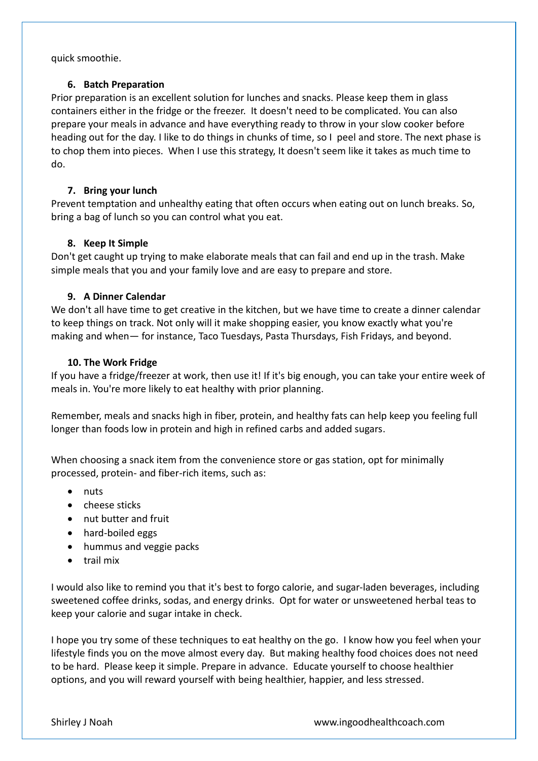quick smoothie.

### 6. Batch Preparation

Prior preparation is an excellent solution for lunches and snacks. Please keep them in glass containers either in the fridge or the freezer. It doesn't need to be complicated. You can also prepare your meals in advance and have everything ready to throw in your slow cooker before heading out for the day. I like to do things in chunks of time, so I peel and store. The next phase is to chop them into pieces. When I use this strategy, It doesn't seem like it takes as much time to do.

### 7. Bring your lunch

Prevent temptation and unhealthy eating that often occurs when eating out on lunch breaks. So, bring a bag of lunch so you can control what you eat.

### 8. Keep It Simple

Don't get caught up trying to make elaborate meals that can fail and end up in the trash. Make simple meals that you and your family love and are easy to prepare and store.

### 9. A Dinner Calendar

We don't all have time to get creative in the kitchen, but we have time to create a dinner calendar to keep things on track. Not only will it make shopping easier, you know exactly what you're making and when— for instance, Taco Tuesdays, Pasta Thursdays, Fish Fridays, and beyond.

### 10. The Work Fridge

If you have a fridge/freezer at work, then use it! If it's big enough, you can take your entire week of meals in. You're more likely to eat healthy with prior planning.

Remember, meals and snacks high in fiber, protein, and healthy fats can help keep you feeling full longer than foods low in protein and high in refined carbs and added sugars.

When choosing a snack item from the convenience store or gas station, opt for minimally processed, protein- and fiber-rich items, such as:

- nuts
- cheese sticks
- nut butter and fruit
- hard-boiled eggs
- hummus and veggie packs
- trail mix

I would also like to remind you that it's best to forgo calorie, and sugar-laden beverages, including sweetened coffee drinks, sodas, and energy drinks. Opt for water or unsweetened herbal teas to keep your calorie and sugar intake in check.

I hope you try some of these techniques to eat healthy on the go. I know how you feel when your lifestyle finds you on the move almost every day. But making healthy food choices does not need to be hard. Please keep it simple. Prepare in advance. Educate yourself to choose healthier options, and you will reward yourself with being healthier, happier, and less stressed.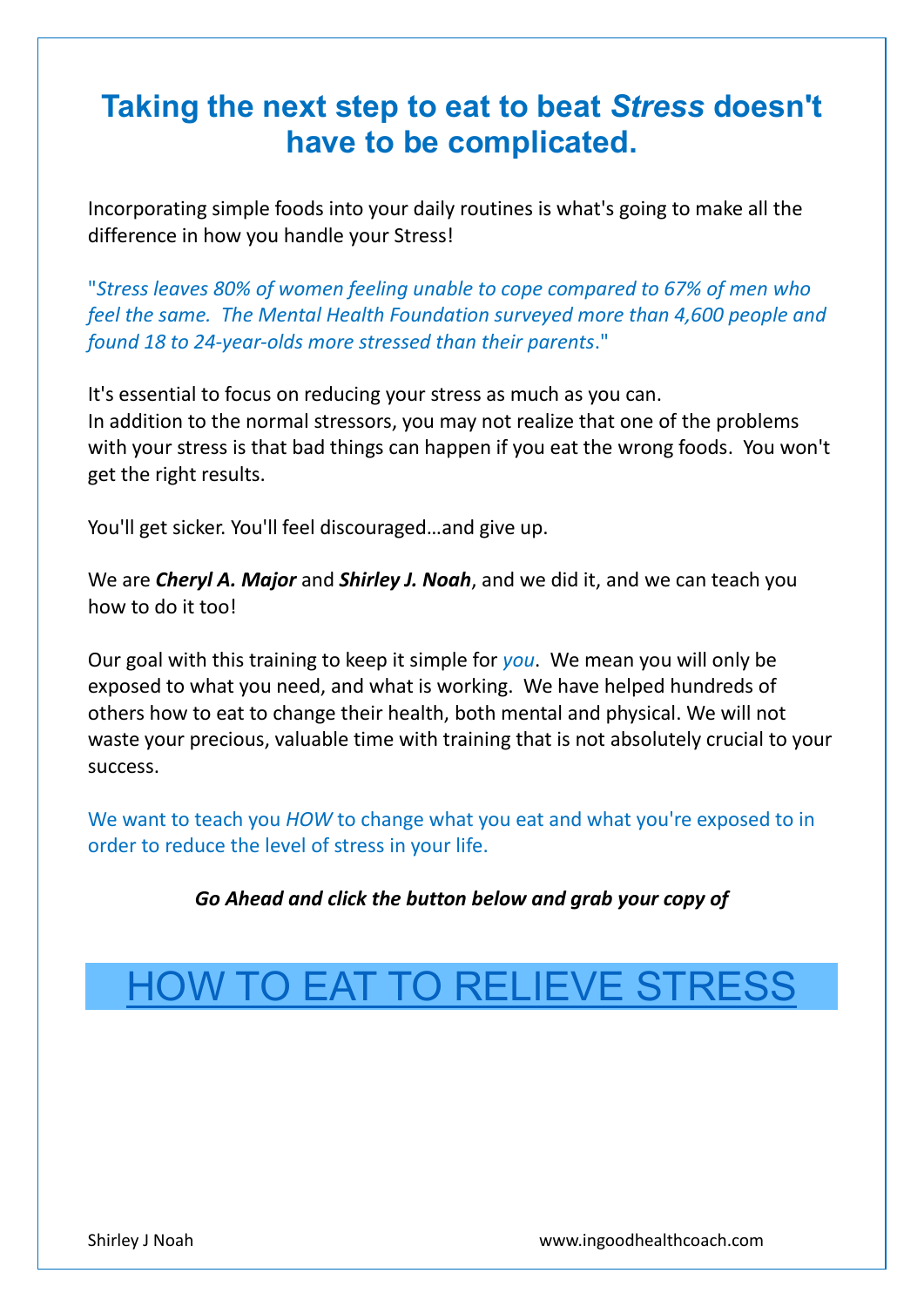# Taking the next step to eat to beat *Stress* doesn't have to be complicated.

Incorporating simple foods into your daily routines is what's going to make all the difference in how you handle your Stress!

"*Stress leaves 80% of women feeling unable to cope compared to 67% of men who feel the same. The Mental Health Foundation surveyed more than 4,600 people and found 18 to 24-year-olds more stressed than their parents*."

It's essential to focus on reducing your stress as much as you can.
In addition to the normal stressors, you may not realize that one of the problems with your stress is that bad things can happen if you eat the wrong foods. You won't get the right results.

You'll get sicker. You'll feel discouraged…and give up.

We are ***Cheryl A. Major*** and ***Shirley J. Noah***, and we did it, and we can teach you how to do it too!

Our goal with this training to keep it simple for *you*. We mean you will only be exposed to what you need, and what is working. We have helped hundreds of others how to eat to change their health, both mental and physical. We will not waste your precious, valuable time with training that is not absolutely crucial to your success.

We want to teach you *HOW* to change what you eat and what you're exposed to in order to reduce the level of stress in your life.

***Go Ahead and click the button below and grab your copy of***

HOW TO EAT TO RELIEVE STRESS

Shirley J Noah

www.ingoodhealthcoach.com